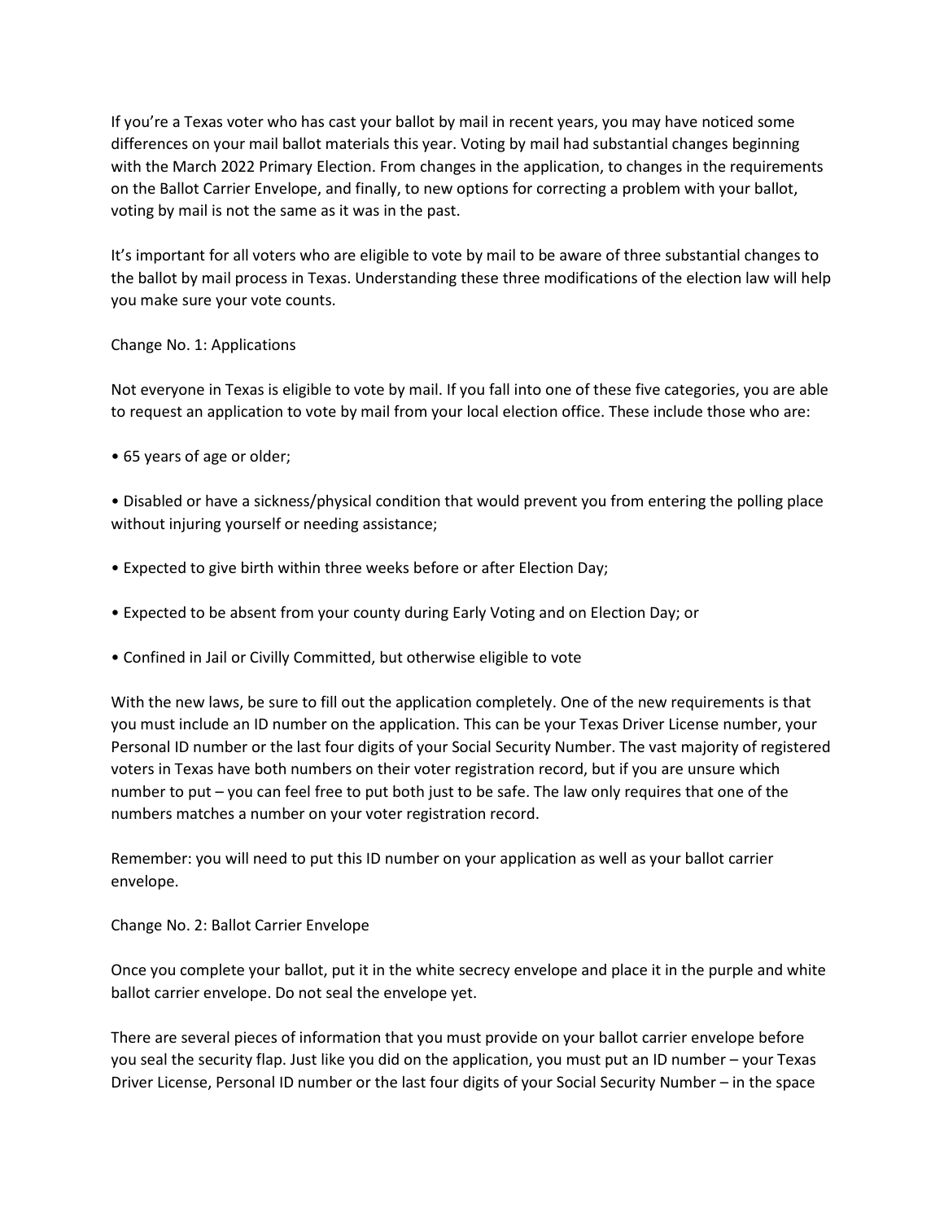If you're a Texas voter who has cast your ballot by mail in recent years, you may have noticed some differences on your mail ballot materials this year. Voting by mail had substantial changes beginning with the March 2022 Primary Election. From changes in the application, to changes in the requirements on the Ballot Carrier Envelope, and finally, to new options for correcting a problem with your ballot, voting by mail is not the same as it was in the past.

It's important for all voters who are eligible to vote by mail to be aware of three substantial changes to the ballot by mail process in Texas. Understanding these three modifications of the election law will help you make sure your vote counts.

## Change No. 1: Applications

Not everyone in Texas is eligible to vote by mail. If you fall into one of these five categories, you are able to request an application to vote by mail from your local election office. These include those who are:

- 65 years of age or older;
- Disabled or have a sickness/physical condition that would prevent you from entering the polling place without injuring yourself or needing assistance;
- Expected to give birth within three weeks before or after Election Day;
- Expected to be absent from your county during Early Voting and on Election Day; or
- Confined in Jail or Civilly Committed, but otherwise eligible to vote

With the new laws, be sure to fill out the application completely. One of the new requirements is that you must include an ID number on the application. This can be your Texas Driver License number, your Personal ID number or the last four digits of your Social Security Number. The vast majority of registered voters in Texas have both numbers on their voter registration record, but if you are unsure which number to put – you can feel free to put both just to be safe. The law only requires that one of the numbers matches a number on your voter registration record.

Remember: you will need to put this ID number on your application as well as your ballot carrier envelope.

## Change No. 2: Ballot Carrier Envelope

Once you complete your ballot, put it in the white secrecy envelope and place it in the purple and white ballot carrier envelope. Do not seal the envelope yet.

There are several pieces of information that you must provide on your ballot carrier envelope before you seal the security flap. Just like you did on the application, you must put an ID number – your Texas Driver License, Personal ID number or the last four digits of your Social Security Number – in the space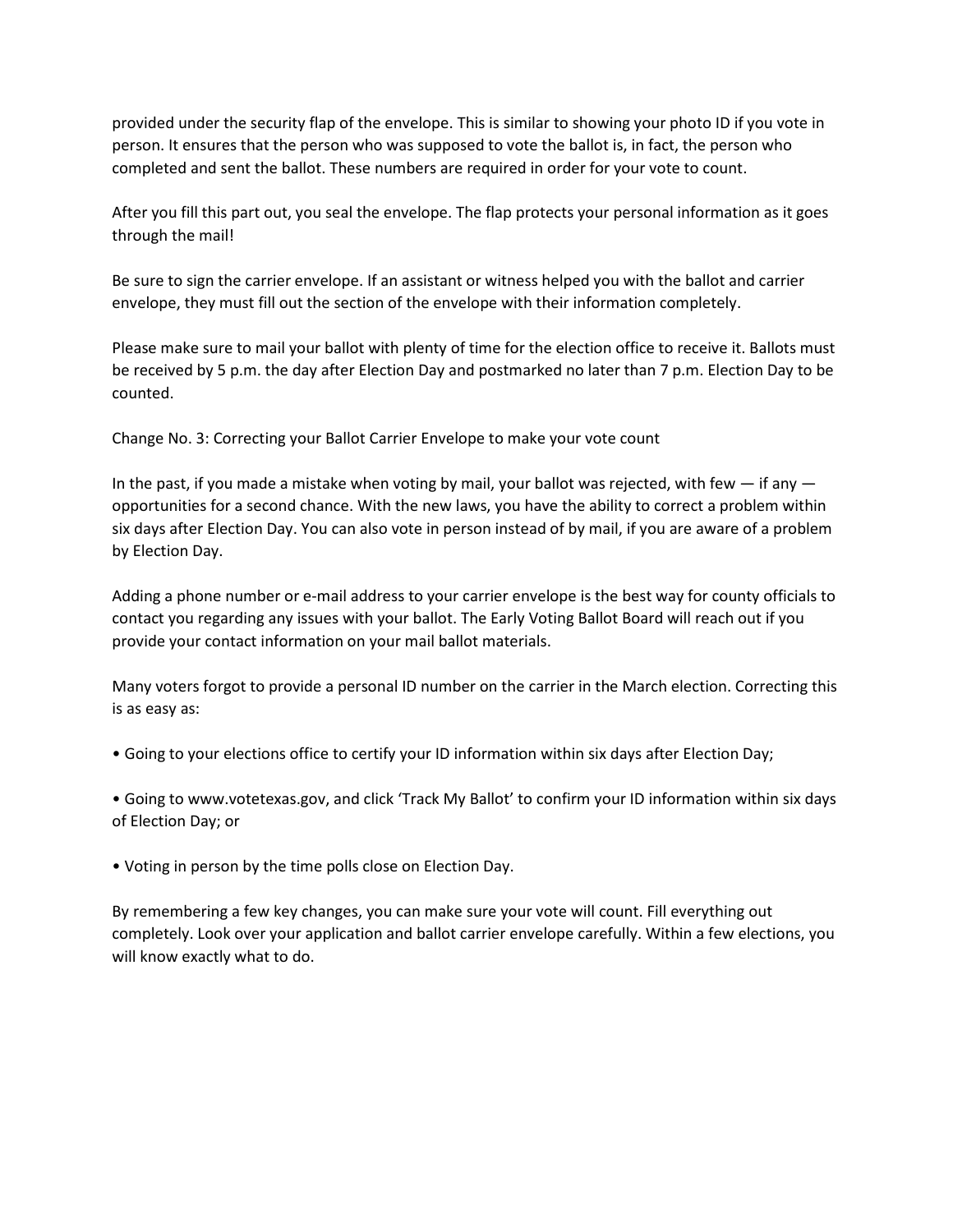provided under the security flap of the envelope. This is similar to showing your photo ID if you vote in person. It ensures that the person who was supposed to vote the ballot is, in fact, the person who completed and sent the ballot. These numbers are required in order for your vote to count.

After you fill this part out, you seal the envelope. The flap protects your personal information as it goes through the mail!

Be sure to sign the carrier envelope. If an assistant or witness helped you with the ballot and carrier envelope, they must fill out the section of the envelope with their information completely.

Please make sure to mail your ballot with plenty of time for the election office to receive it. Ballots must be received by 5 p.m. the day after Election Day and postmarked no later than 7 p.m. Election Day to be counted.

Change No. 3: Correcting your Ballot Carrier Envelope to make your vote count

In the past, if you made a mistake when voting by mail, your ballot was rejected, with few — if any — opportunities for a second chance. With the new laws, you have the ability to correct a problem within six days after Election Day. You can also vote in person instead of by mail, if you are aware of a problem by Election Day.

Adding a phone number or e-mail address to your carrier envelope is the best way for county officials to contact you regarding any issues with your ballot. The Early Voting Ballot Board will reach out if you provide your contact information on your mail ballot materials.

Many voters forgot to provide a personal ID number on the carrier in the March election. Correcting this is as easy as:

- Going to your elections office to certify your ID information within six days after Election Day;
- Going to www.votetexas.gov, and click 'Track My Ballot' to confirm your ID information within six days of Election Day; or
- Voting in person by the time polls close on Election Day.

By remembering a few key changes, you can make sure your vote will count. Fill everything out completely. Look over your application and ballot carrier envelope carefully. Within a few elections, you will know exactly what to do.